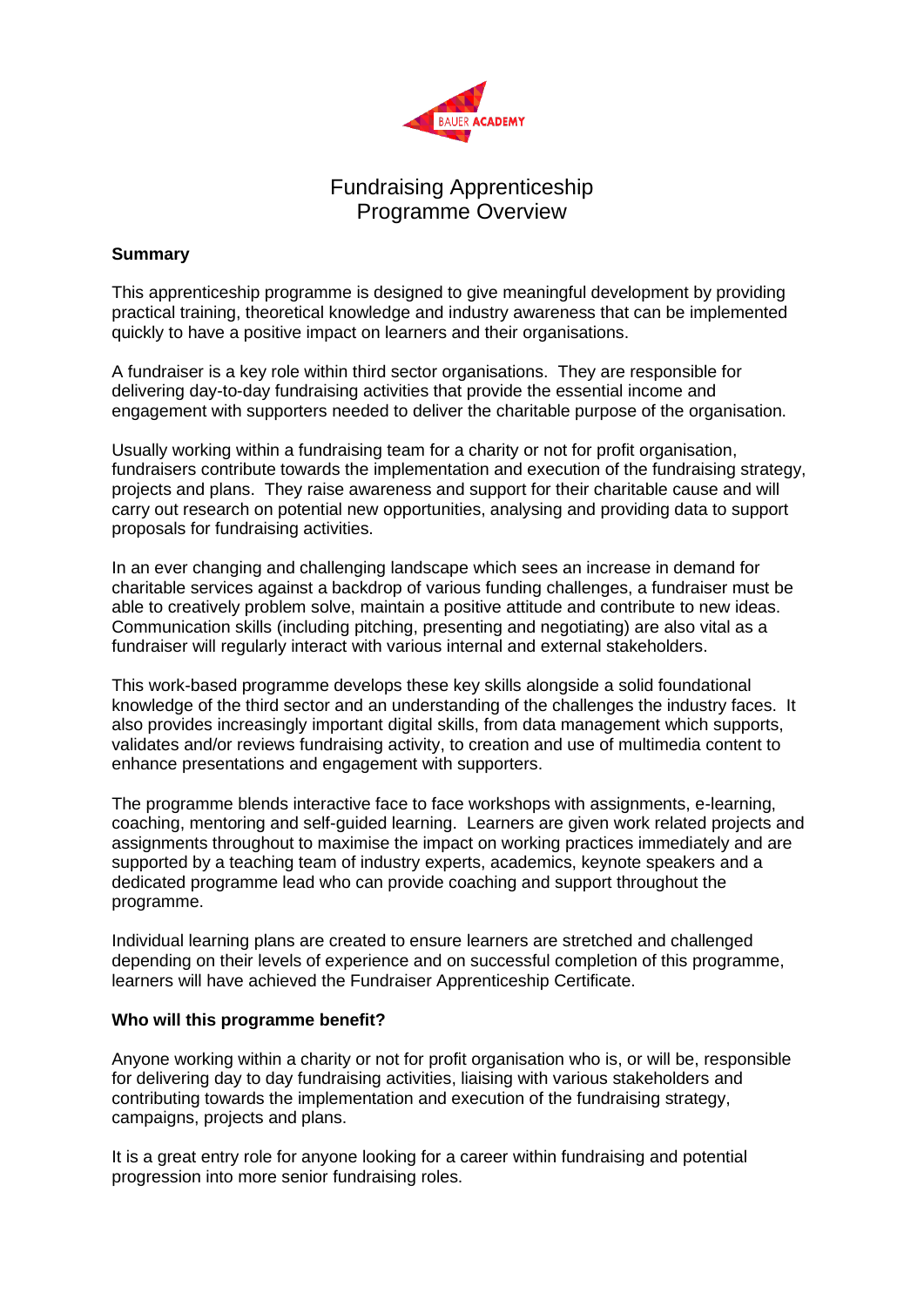BAUER ACADEMY

# Fundraising Apprenticeship Programme Overview

**Summary**

This apprenticeship programme is designed to give meaningful development by providing practical training, theoretical knowledge and industry awareness that can be implemented quickly to have a positive impact on learners and their organisations.

A fundraiser is a key role within third sector organisations. They are responsible for delivering day-to-day fundraising activities that provide the essential income and engagement with supporters needed to deliver the charitable purpose of the organisation.

Usually working within a fundraising team for a charity or not for profit organisation, fundraisers contribute towards the implementation and execution of the fundraising strategy, projects and plans. They raise awareness and support for their charitable cause and will carry out research on potential new opportunities, analysing and providing data to support proposals for fundraising activities.

In an ever changing and challenging landscape which sees an increase in demand for charitable services against a backdrop of various funding challenges, a fundraiser must be able to creatively problem solve, maintain a positive attitude and contribute to new ideas. Communication skills (including pitching, presenting and negotiating) are also vital as a fundraiser will regularly interact with various internal and external stakeholders.

This work-based programme develops these key skills alongside a solid foundational knowledge of the third sector and an understanding of the challenges the industry faces. It also provides increasingly important digital skills, from data management which supports, validates and/or reviews fundraising activity, to creation and use of multimedia content to enhance presentations and engagement with supporters.

The programme blends interactive face to face workshops with assignments, e-learning, coaching, mentoring and self-guided learning. Learners are given work related projects and assignments throughout to maximise the impact on working practices immediately and are supported by a teaching team of industry experts, academics, keynote speakers and a dedicated programme lead who can provide coaching and support throughout the programme.

Individual learning plans are created to ensure learners are stretched and challenged depending on their levels of experience and on successful completion of this programme, learners will have achieved the Fundraiser Apprenticeship Certificate.

**Who will this programme benefit?**

Anyone working within a charity or not for profit organisation who is, or will be, responsible for delivering day to day fundraising activities, liaising with various stakeholders and contributing towards the implementation and execution of the fundraising strategy, campaigns, projects and plans.

It is a great entry role for anyone looking for a career within fundraising and potential progression into more senior fundraising roles.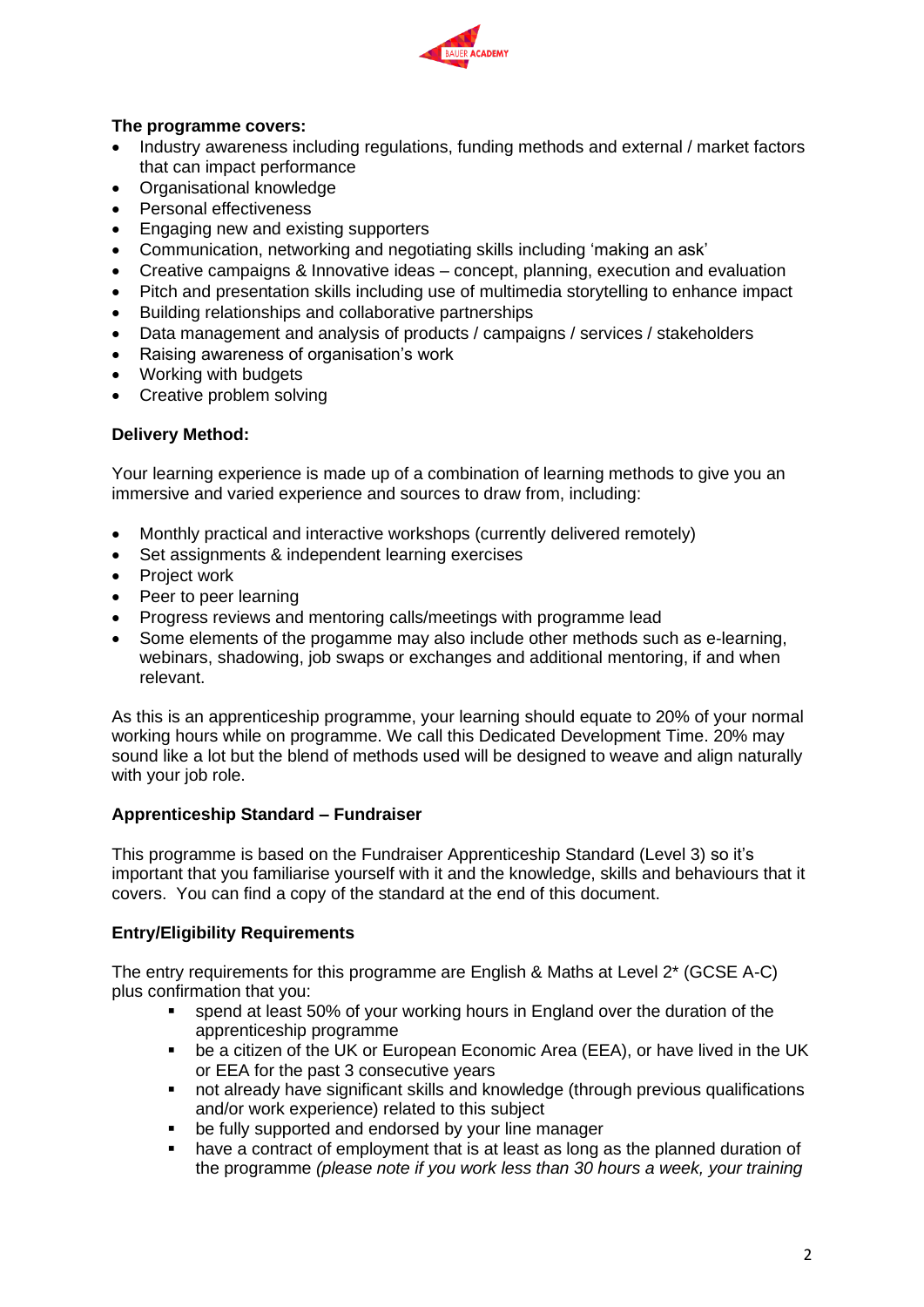**The programme covers:**

- Industry awareness including regulations, funding methods and external / market factors that can impact performance
- Organisational knowledge
- Personal effectiveness
- Engaging new and existing supporters
- Communication, networking and negotiating skills including 'making an ask'
- Creative campaigns & Innovative ideas – concept, planning, execution and evaluation
- Pitch and presentation skills including use of multimedia storytelling to enhance impact
- Building relationships and collaborative partnerships
- Data management and analysis of products / campaigns / services / stakeholders
- Raising awareness of organisation's work
- Working with budgets
- Creative problem solving

**Delivery Method:**

Your learning experience is made up of a combination of learning methods to give you an immersive and varied experience and sources to draw from, including:

- Monthly practical and interactive workshops (currently delivered remotely)
- Set assignments & independent learning exercises
- Project work
- Peer to peer learning
- Progress reviews and mentoring calls/meetings with programme lead
- Some elements of the programme may also include other methods such as e-learning, webinars, shadowing, job swaps or exchanges and additional mentoring, if and when relevant.

As this is an apprenticeship programme, your learning should equate to 20% of your normal working hours while on programme. We call this Dedicated Development Time. 20% may sound like a lot but the blend of methods used will be designed to weave and align naturally with your job role.

**Apprenticeship Standard – Fundraiser**

This programme is based on the Fundraiser Apprenticeship Standard (Level 3) so it's important that you familiarise yourself with it and the knowledge, skills and behaviours that it covers. You can find a copy of the standard at the end of this document.

**Entry/Eligibility Requirements**

The entry requirements for this programme are English & Maths at Level 2* (GCSE A-C) plus confirmation that you:

- spend at least 50% of your working hours in England over the duration of the apprenticeship programme
- be a citizen of the UK or European Economic Area (EEA), or have lived in the UK or EEA for the past 3 consecutive years
- not already have significant skills and knowledge (through previous qualifications and/or work experience) related to this subject
- be fully supported and endorsed by your line manager
- have a contract of employment that is at least as long as the planned duration of the programme *(please note if you work less than 30 hours a week, your training*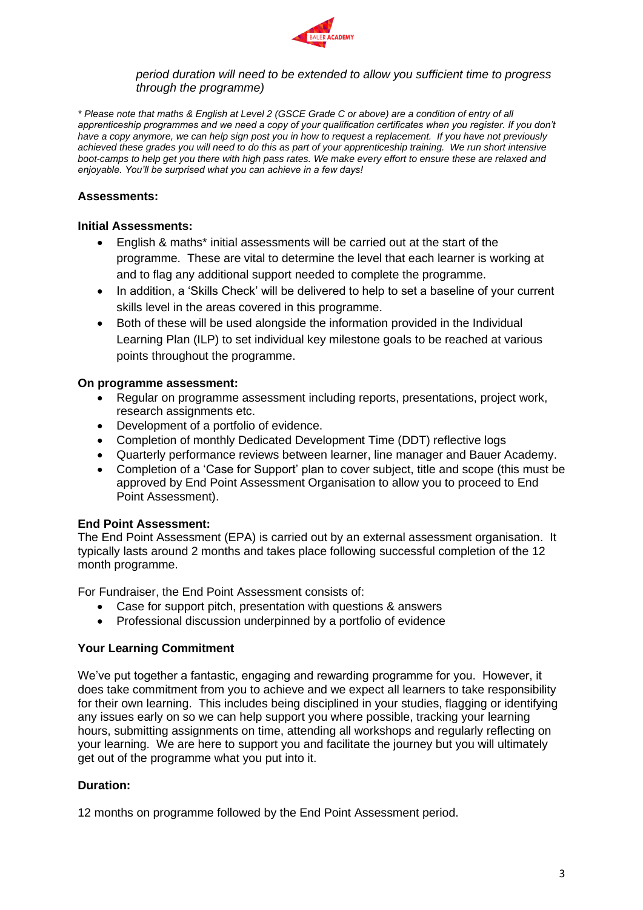*period duration will need to be extended to allow you sufficient time to progress through the programme)*

*\* Please note that maths & English at Level 2 (GSCE Grade C or above) are a condition of entry of all apprenticeship programmes and we need a copy of your qualification certificates when you register. If you don't have a copy anymore, we can help sign post you in how to request a replacement. If you have not previously achieved these grades you will need to do this as part of your apprenticeship training. We run short intensive boot-camps to help get you there with high pass rates. We make every effort to ensure these are relaxed and enjoyable. You'll be surprised what you can achieve in a few days!*

**Assessments:**

**Initial Assessments:**

- English & maths* initial assessments will be carried out at the start of the programme. These are vital to determine the level that each learner is working at and to flag any additional support needed to complete the programme.
- In addition, a 'Skills Check' will be delivered to help to set a baseline of your current skills level in the areas covered in this programme.
- Both of these will be used alongside the information provided in the Individual Learning Plan (ILP) to set individual key milestone goals to be reached at various points throughout the programme.

**On programme assessment:**

- Regular on programme assessment including reports, presentations, project work, research assignments etc.
- Development of a portfolio of evidence.
- Completion of monthly Dedicated Development Time (DDT) reflective logs
- Quarterly performance reviews between learner, line manager and Bauer Academy.
- Completion of a 'Case for Support' plan to cover subject, title and scope (this must be approved by End Point Assessment Organisation to allow you to proceed to End Point Assessment).

**End Point Assessment:**

The End Point Assessment (EPA) is carried out by an external assessment organisation. It typically lasts around 2 months and takes place following successful completion of the 12 month programme.

For Fundraiser, the End Point Assessment consists of:

- Case for support pitch, presentation with questions & answers
- Professional discussion underpinned by a portfolio of evidence

**Your Learning Commitment**

We've put together a fantastic, engaging and rewarding programme for you. However, it does take commitment from you to achieve and we expect all learners to take responsibility for their own learning. This includes being disciplined in your studies, flagging or identifying any issues early on so we can help support you where possible, tracking your learning hours, submitting assignments on time, attending all workshops and regularly reflecting on your learning. We are here to support you and facilitate the journey but you will ultimately get out of the programme what you put into it.

**Duration:**

12 months on programme followed by the End Point Assessment period.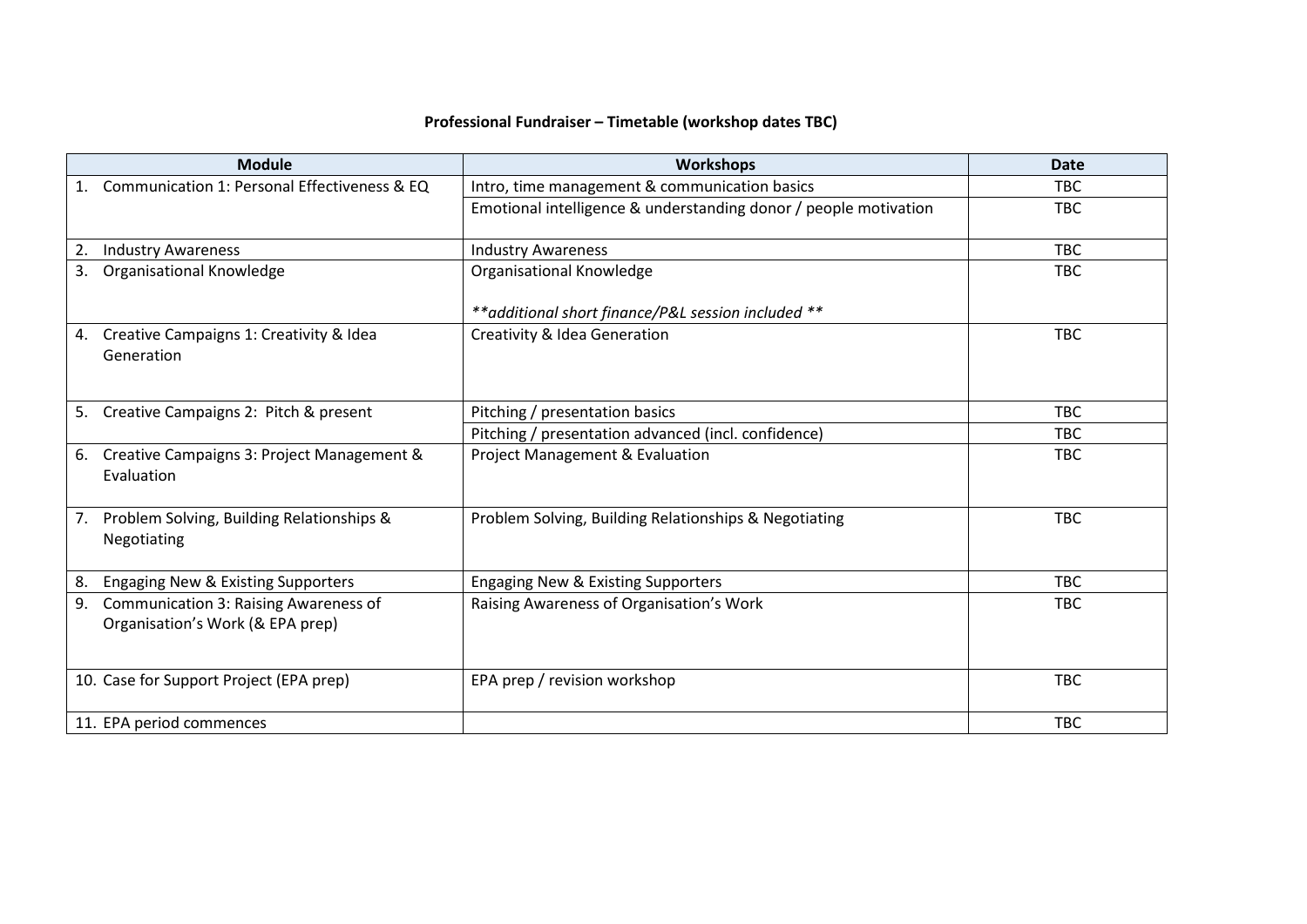**Professional Fundraiser – Timetable (workshop dates TBC)**

| Module | Workshops | Date |
|---|---|---|
| 1. Communication 1: Personal Effectiveness & EQ | Intro, time management & communication basics | TBC |
| | Emotional intelligence & understanding donor / people motivation | TBC |
| 2. Industry Awareness | Industry Awareness | TBC |
| 3. Organisational Knowledge | Organisational Knowledge<br><br>*\*\*additional short finance/P&L session included \*\** | TBC |
| 4. Creative Campaigns 1: Creativity & Idea Generation | Creativity & Idea Generation | TBC |
| 5. Creative Campaigns 2: Pitch & present | Pitching / presentation basics | TBC |
| | Pitching / presentation advanced (incl. confidence) | TBC |
| 6. Creative Campaigns 3: Project Management & Evaluation | Project Management & Evaluation | TBC |
| 7. Problem Solving, Building Relationships & Negotiating | Problem Solving, Building Relationships & Negotiating | TBC |
| 8. Engaging New & Existing Supporters | Engaging New & Existing Supporters | TBC |
| 9. Communication 3: Raising Awareness of Organisation's Work (& EPA prep) | Raising Awareness of Organisation's Work | TBC |
| 10. Case for Support Project (EPA prep) | EPA prep / revision workshop | TBC |
| 11. EPA period commences | | TBC |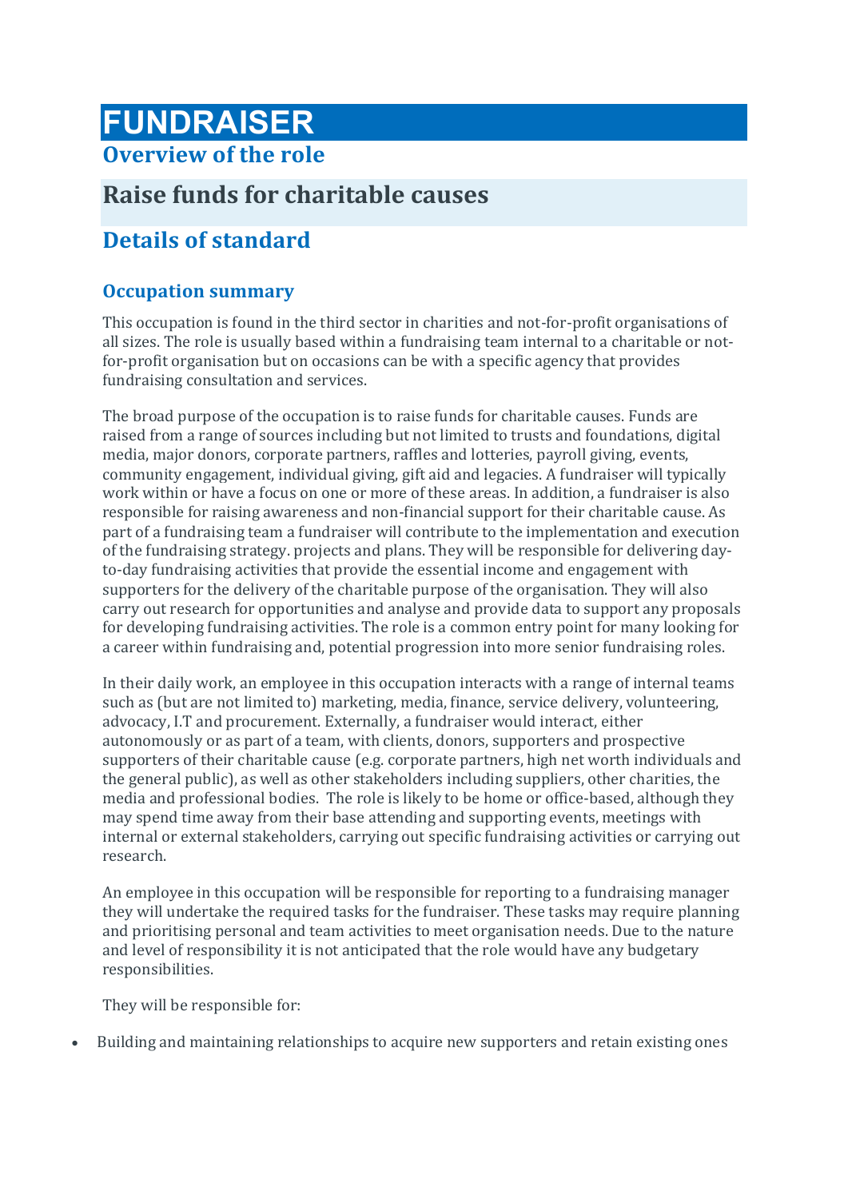# FUNDRAISER

## Overview of the role

## Raise funds for charitable causes

## Details of standard

### Occupation summary

This occupation is found in the third sector in charities and not-for-profit organisations of all sizes. The role is usually based within a fundraising team internal to a charitable or not-for-profit organisation but on occasions can be with a specific agency that provides fundraising consultation and services.

The broad purpose of the occupation is to raise funds for charitable causes. Funds are raised from a range of sources including but not limited to trusts and foundations, digital media, major donors, corporate partners, raffles and lotteries, payroll giving, events, community engagement, individual giving, gift aid and legacies. A fundraiser will typically work within or have a focus on one or more of these areas. In addition, a fundraiser is also responsible for raising awareness and non-financial support for their charitable cause. As part of a fundraising team a fundraiser will contribute to the implementation and execution of the fundraising strategy. projects and plans. They will be responsible for delivering day-to-day fundraising activities that provide the essential income and engagement with supporters for the delivery of the charitable purpose of the organisation. They will also carry out research for opportunities and analyse and provide data to support any proposals for developing fundraising activities. The role is a common entry point for many looking for a career within fundraising and, potential progression into more senior fundraising roles.

In their daily work, an employee in this occupation interacts with a range of internal teams such as (but are not limited to) marketing, media, finance, service delivery, volunteering, advocacy, I.T and procurement. Externally, a fundraiser would interact, either autonomously or as part of a team, with clients, donors, supporters and prospective supporters of their charitable cause (e.g. corporate partners, high net worth individuals and the general public), as well as other stakeholders including suppliers, other charities, the media and professional bodies. The role is likely to be home or office-based, although they may spend time away from their base attending and supporting events, meetings with internal or external stakeholders, carrying out specific fundraising activities or carrying out research.

An employee in this occupation will be responsible for reporting to a fundraising manager they will undertake the required tasks for the fundraiser. These tasks may require planning and prioritising personal and team activities to meet organisation needs. Due to the nature and level of responsibility it is not anticipated that the role would have any budgetary responsibilities.

They will be responsible for:

- Building and maintaining relationships to acquire new supporters and retain existing ones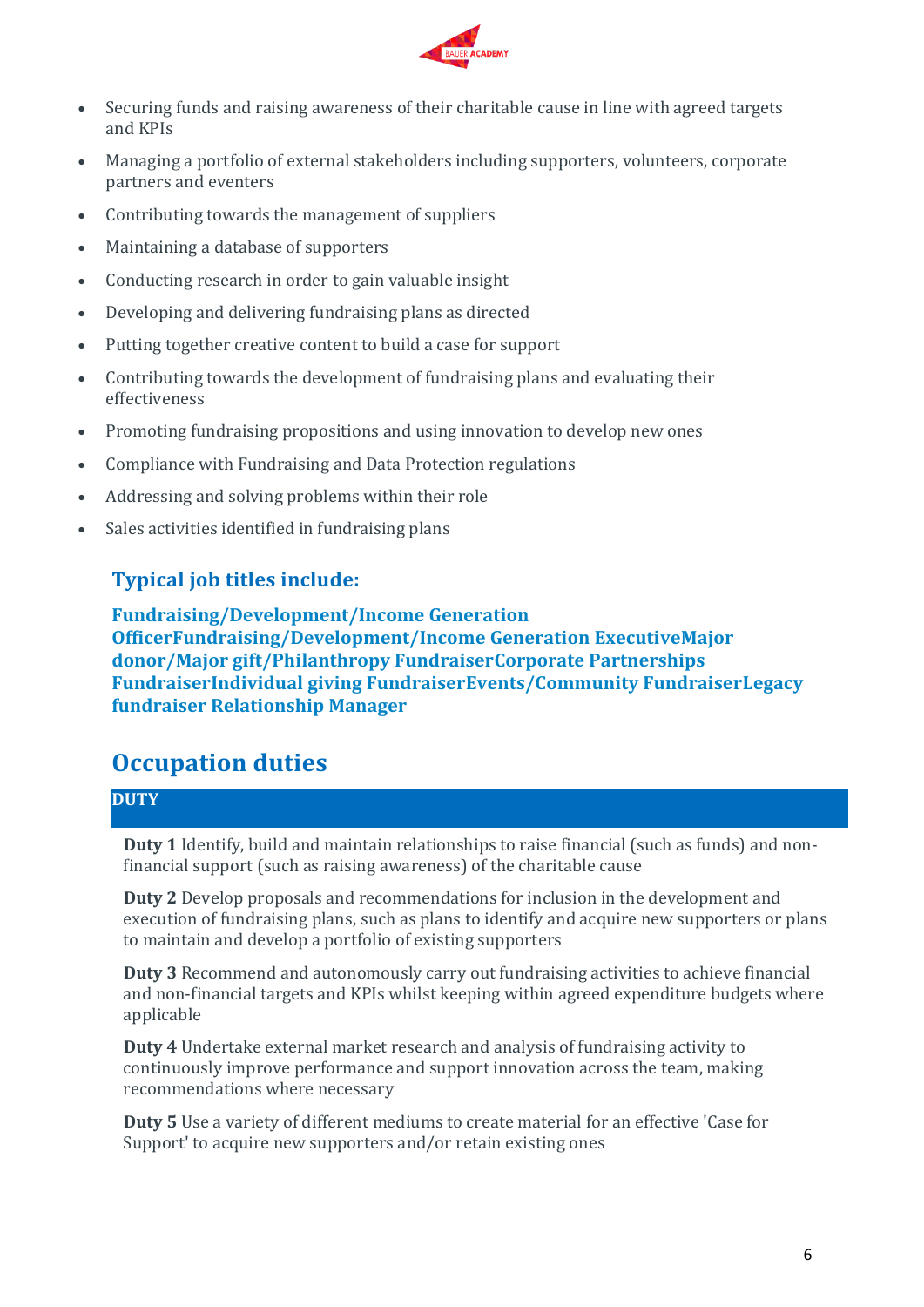- Securing funds and raising awareness of their charitable cause in line with agreed targets and KPIs
- Managing a portfolio of external stakeholders including supporters, volunteers, corporate partners and eventers
- Contributing towards the management of suppliers
- Maintaining a database of supporters
- Conducting research in order to gain valuable insight
- Developing and delivering fundraising plans as directed
- Putting together creative content to build a case for support
- Contributing towards the development of fundraising plans and evaluating their effectiveness
- Promoting fundraising propositions and using innovation to develop new ones
- Compliance with Fundraising and Data Protection regulations
- Addressing and solving problems within their role
- Sales activities identified in fundraising plans

### Typical job titles include:

**Fundraising/Development/Income Generation OfficerFundraising/Development/Income Generation ExecutiveMajor donor/Major gift/Philanthropy FundraiserCorporate Partnerships FundraiserIndividual giving FundraiserEvents/Community FundraiserLegacy fundraiser Relationship Manager**

## Occupation duties

| DUTY |
|---|
| **Duty 1** Identify, build and maintain relationships to raise financial (such as funds) and non-financial support (such as raising awareness) of the charitable cause |
| **Duty 2** Develop proposals and recommendations for inclusion in the development and execution of fundraising plans, such as plans to identify and acquire new supporters or plans to maintain and develop a portfolio of existing supporters |
| **Duty 3** Recommend and autonomously carry out fundraising activities to achieve financial and non-financial targets and KPIs whilst keeping within agreed expenditure budgets where applicable |
| **Duty 4** Undertake external market research and analysis of fundraising activity to continuously improve performance and support innovation across the team, making recommendations where necessary |
| **Duty 5** Use a variety of different mediums to create material for an effective 'Case for Support' to acquire new supporters and/or retain existing ones |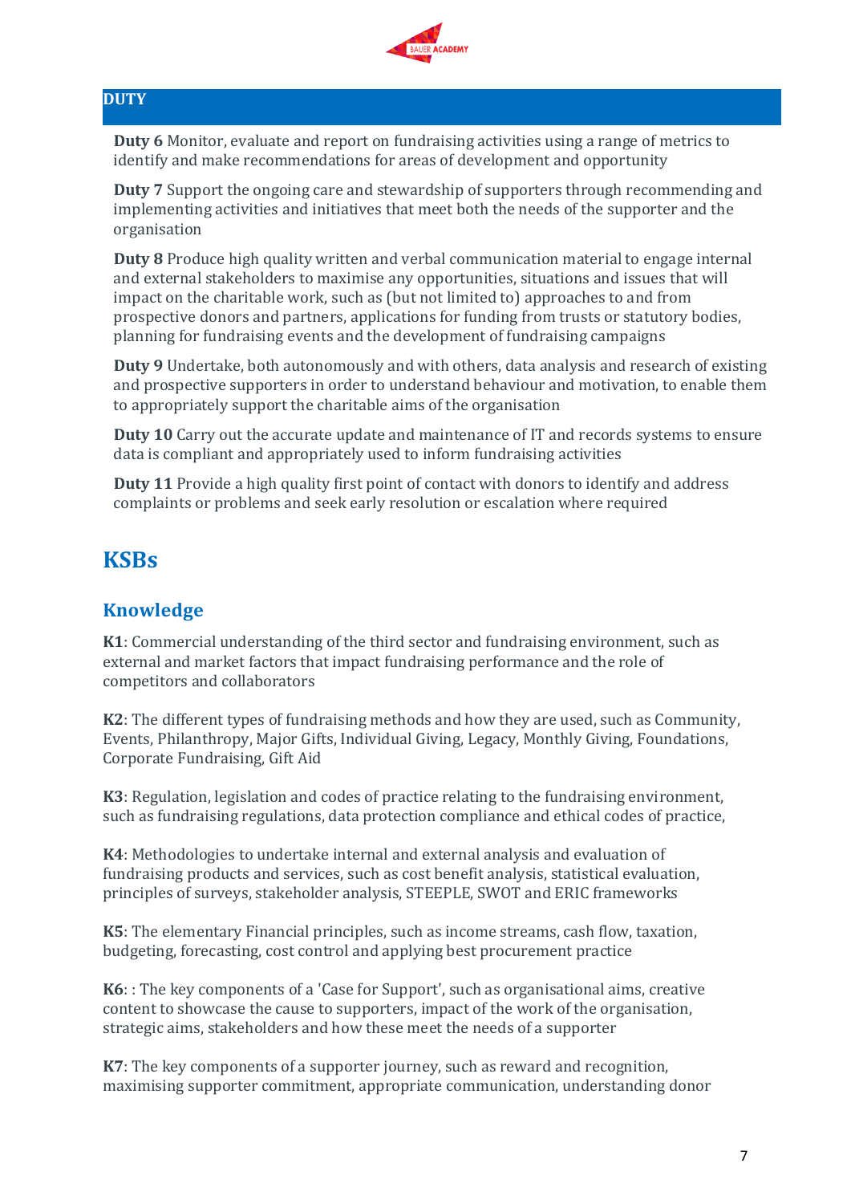**DUTY**

**Duty 6** Monitor, evaluate and report on fundraising activities using a range of metrics to identify and make recommendations for areas of development and opportunity

**Duty 7** Support the ongoing care and stewardship of supporters through recommending and implementing activities and initiatives that meet both the needs of the supporter and the organisation

**Duty 8** Produce high quality written and verbal communication material to engage internal and external stakeholders to maximise any opportunities, situations and issues that will impact on the charitable work, such as (but not limited to) approaches to and from prospective donors and partners, applications for funding from trusts or statutory bodies, planning for fundraising events and the development of fundraising campaigns

**Duty 9** Undertake, both autonomously and with others, data analysis and research of existing and prospective supporters in order to understand behaviour and motivation, to enable them to appropriately support the charitable aims of the organisation

**Duty 10** Carry out the accurate update and maintenance of IT and records systems to ensure data is compliant and appropriately used to inform fundraising activities

**Duty 11** Provide a high quality first point of contact with donors to identify and address complaints or problems and seek early resolution or escalation where required

# KSBs

## Knowledge

**K1**: Commercial understanding of the third sector and fundraising environment, such as external and market factors that impact fundraising performance and the role of competitors and collaborators

**K2**: The different types of fundraising methods and how they are used, such as Community, Events, Philanthropy, Major Gifts, Individual Giving, Legacy, Monthly Giving, Foundations, Corporate Fundraising, Gift Aid

**K3**: Regulation, legislation and codes of practice relating to the fundraising environment, such as fundraising regulations, data protection compliance and ethical codes of practice,

**K4**: Methodologies to undertake internal and external analysis and evaluation of fundraising products and services, such as cost benefit analysis, statistical evaluation, principles of surveys, stakeholder analysis, STEEPLE, SWOT and ERIC frameworks

**K5**: The elementary Financial principles, such as income streams, cash flow, taxation, budgeting, forecasting, cost control and applying best procurement practice

**K6**: : The key components of a 'Case for Support', such as organisational aims, creative content to showcase the cause to supporters, impact of the work of the organisation, strategic aims, stakeholders and how these meet the needs of a supporter

**K7**: The key components of a supporter journey, such as reward and recognition, maximising supporter commitment, appropriate communication, understanding donor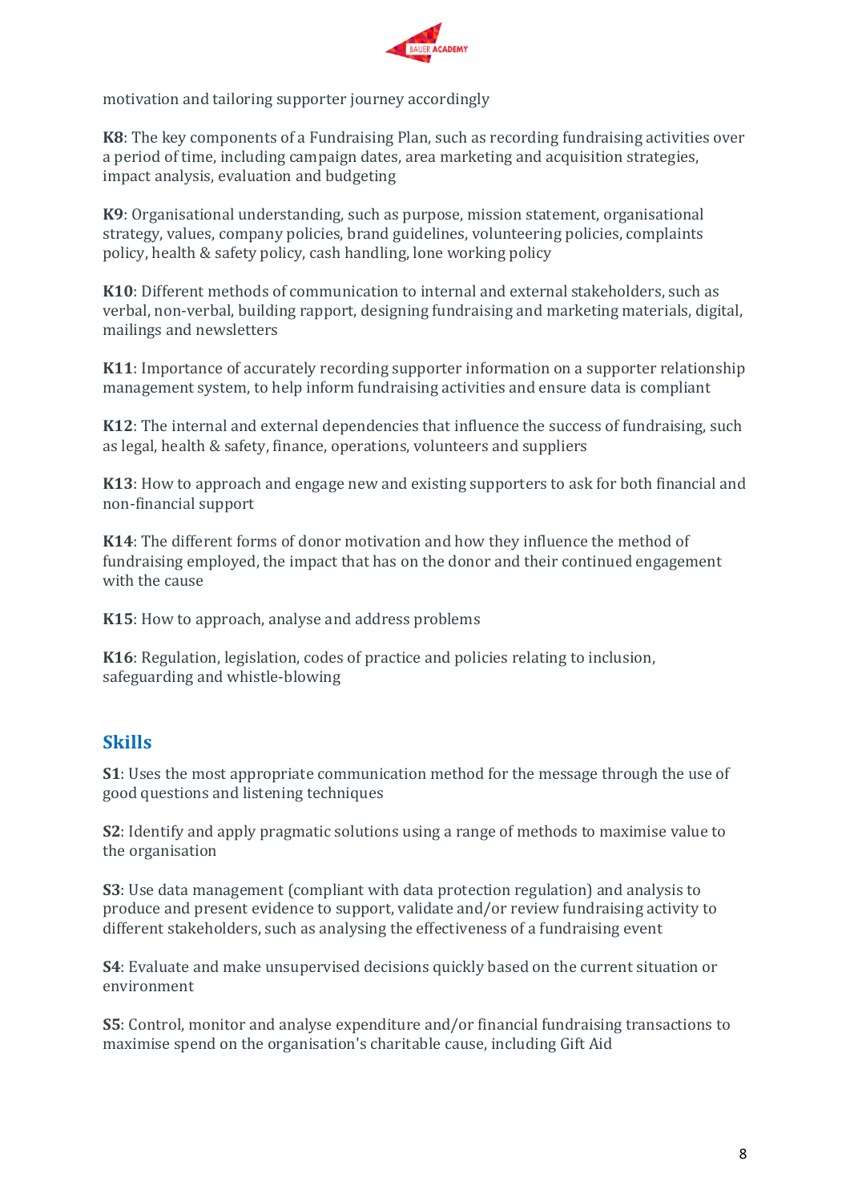motivation and tailoring supporter journey accordingly

**K8**: The key components of a Fundraising Plan, such as recording fundraising activities over a period of time, including campaign dates, area marketing and acquisition strategies, impact analysis, evaluation and budgeting

**K9**: Organisational understanding, such as purpose, mission statement, organisational strategy, values, company policies, brand guidelines, volunteering policies, complaints policy, health & safety policy, cash handling, lone working policy

**K10**: Different methods of communication to internal and external stakeholders, such as verbal, non-verbal, building rapport, designing fundraising and marketing materials, digital, mailings and newsletters

**K11**: Importance of accurately recording supporter information on a supporter relationship management system, to help inform fundraising activities and ensure data is compliant

**K12**: The internal and external dependencies that influence the success of fundraising, such as legal, health & safety, finance, operations, volunteers and suppliers

**K13**: How to approach and engage new and existing supporters to ask for both financial and non-financial support

**K14**: The different forms of donor motivation and how they influence the method of fundraising employed, the impact that has on the donor and their continued engagement with the cause

**K15**: How to approach, analyse and address problems

**K16**: Regulation, legislation, codes of practice and policies relating to inclusion, safeguarding and whistle-blowing

## Skills

**S1**: Uses the most appropriate communication method for the message through the use of good questions and listening techniques

**S2**: Identify and apply pragmatic solutions using a range of methods to maximise value to the organisation

**S3**: Use data management (compliant with data protection regulation) and analysis to produce and present evidence to support, validate and/or review fundraising activity to different stakeholders, such as analysing the effectiveness of a fundraising event

**S4**: Evaluate and make unsupervised decisions quickly based on the current situation or environment

**S5**: Control, monitor and analyse expenditure and/or financial fundraising transactions to maximise spend on the organisation's charitable cause, including Gift Aid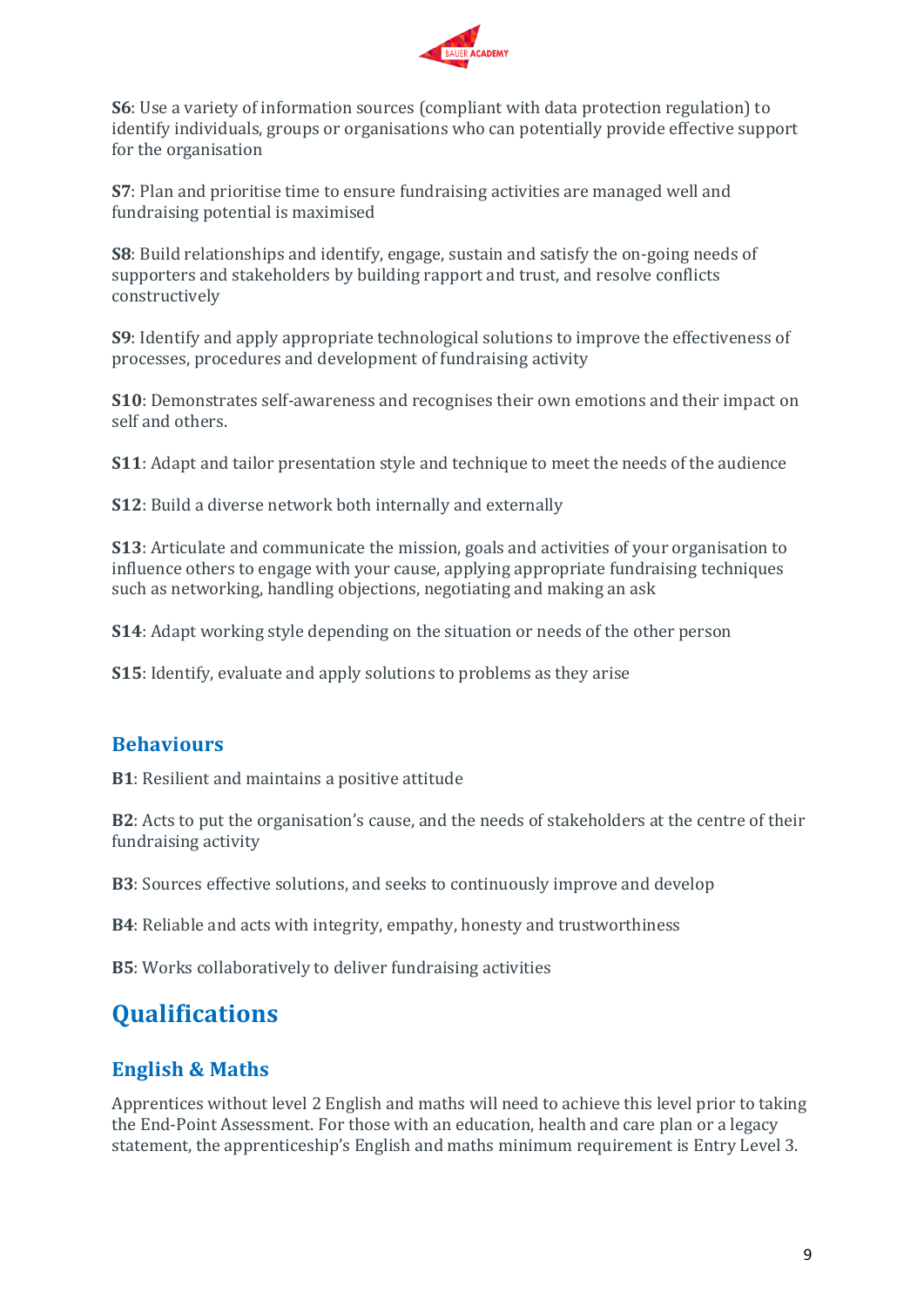**S6**: Use a variety of information sources (compliant with data protection regulation) to identify individuals, groups or organisations who can potentially provide effective support for the organisation

**S7**: Plan and prioritise time to ensure fundraising activities are managed well and fundraising potential is maximised

**S8**: Build relationships and identify, engage, sustain and satisfy the on-going needs of supporters and stakeholders by building rapport and trust, and resolve conflicts constructively

**S9**: Identify and apply appropriate technological solutions to improve the effectiveness of processes, procedures and development of fundraising activity

**S10**: Demonstrates self-awareness and recognises their own emotions and their impact on self and others.

**S11**: Adapt and tailor presentation style and technique to meet the needs of the audience

**S12**: Build a diverse network both internally and externally

**S13**: Articulate and communicate the mission, goals and activities of your organisation to influence others to engage with your cause, applying appropriate fundraising techniques such as networking, handling objections, negotiating and making an ask

**S14**: Adapt working style depending on the situation or needs of the other person

**S15**: Identify, evaluate and apply solutions to problems as they arise

### Behaviours

**B1**: Resilient and maintains a positive attitude

**B2**: Acts to put the organisation's cause, and the needs of stakeholders at the centre of their fundraising activity

**B3**: Sources effective solutions, and seeks to continuously improve and develop

**B4**: Reliable and acts with integrity, empathy, honesty and trustworthiness

**B5**: Works collaboratively to deliver fundraising activities

## Qualifications

### English & Maths

Apprentices without level 2 English and maths will need to achieve this level prior to taking the End-Point Assessment. For those with an education, health and care plan or a legacy statement, the apprenticeship's English and maths minimum requirement is Entry Level 3.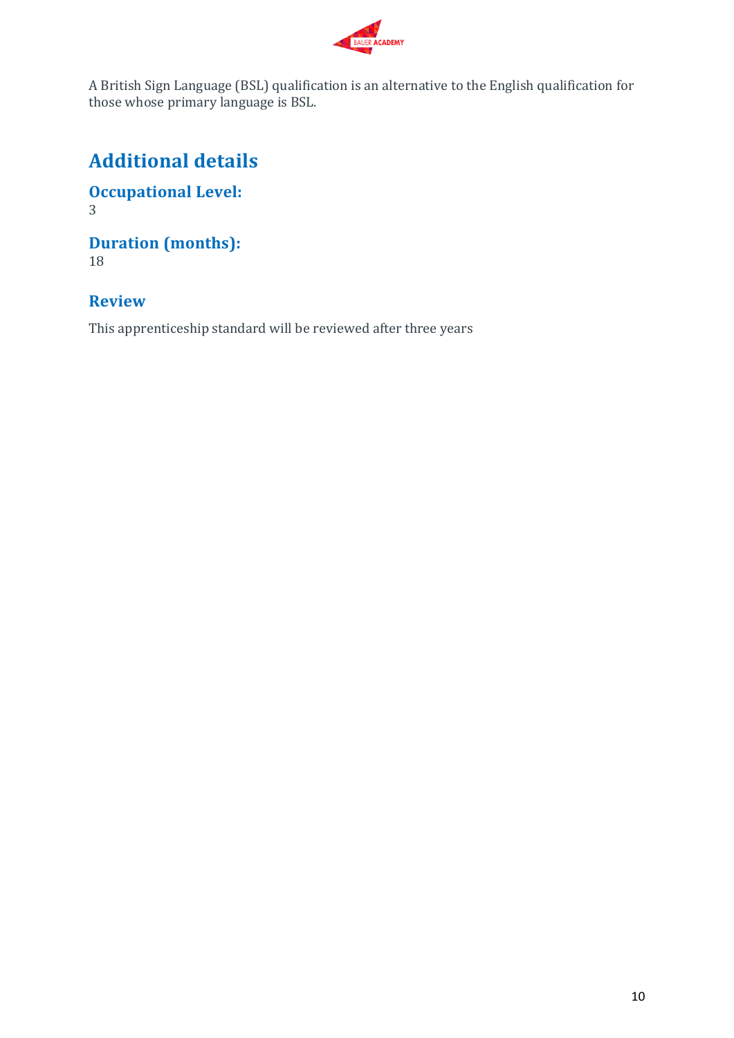A British Sign Language (BSL) qualification is an alternative to the English qualification for those whose primary language is BSL.

## Additional details

### Occupational Level:

3

### Duration (months):

18

### Review

This apprenticeship standard will be reviewed after three years